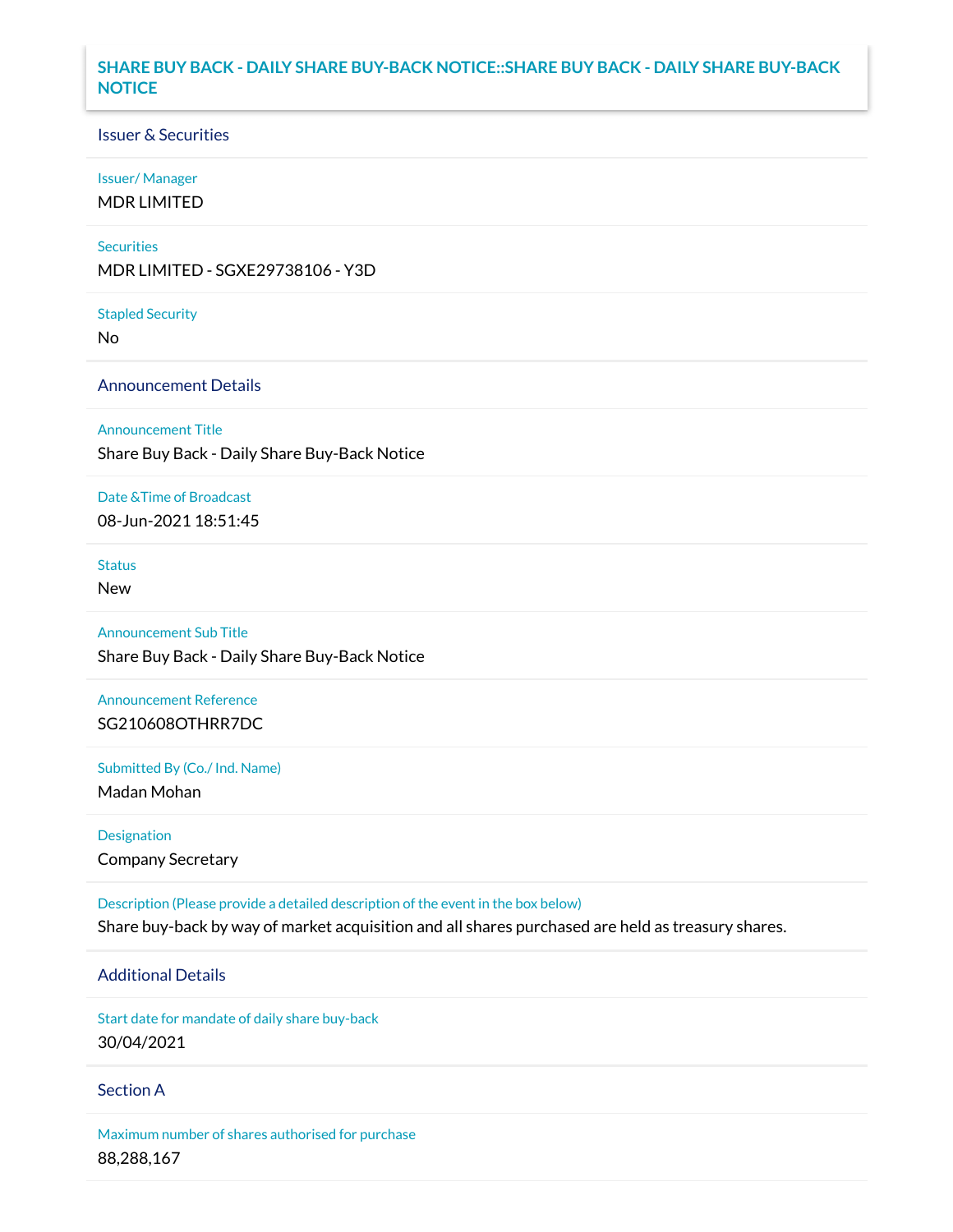# SHARE BUY BACK - DAILY SHARE BUY-BACK NOTICE::SHARE BUY BACK - DAILY SHARE BUY-BACK NOTICE

## Issuer & Securities

**Issuer/ Manager**
MDR LIMITED

**Securities**
MDR LIMITED - SGXE29738106 - Y3D

**Stapled Security**
No

## Announcement Details

**Announcement Title**
Share Buy Back - Daily Share Buy-Back Notice

**Date &Time of Broadcast**
08-Jun-2021 18:51:45

**Status**
New

**Announcement Sub Title**
Share Buy Back - Daily Share Buy-Back Notice

**Announcement Reference**
SG210608OTHRR7DC

**Submitted By (Co./ Ind. Name)**
Madan Mohan

**Designation**
Company Secretary

**Description (Please provide a detailed description of the event in the box below)**
Share buy-back by way of market acquisition and all shares purchased are held as treasury shares.

## Additional Details

**Start date for mandate of daily share buy-back**
30/04/2021

## Section A

**Maximum number of shares authorised for purchase**
88,288,167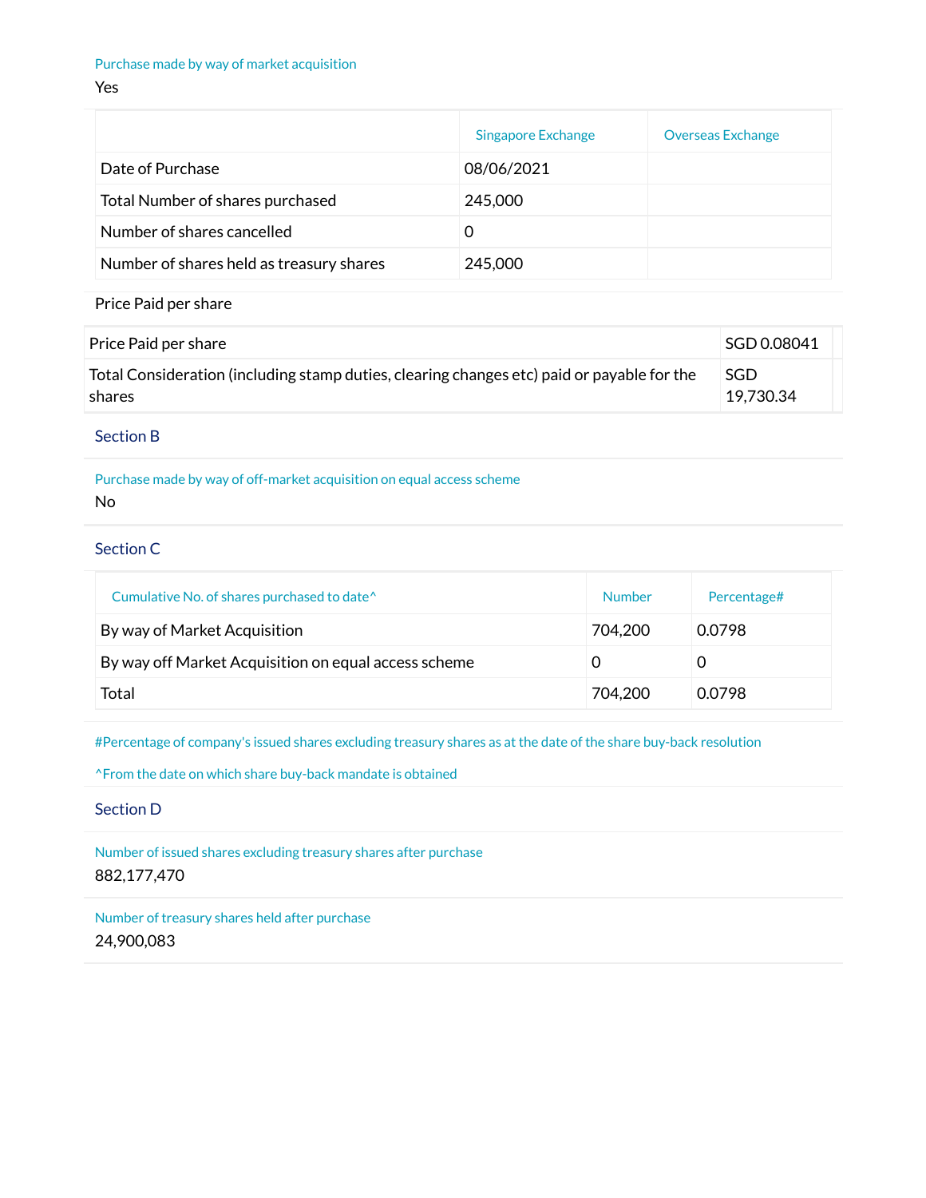Purchase made by way of market acquisition

Yes

| | Singapore Exchange | Overseas Exchange |
|---|---|---|
| Date of Purchase | 08/06/2021 | |
| Total Number of shares purchased | 245,000 | |
| Number of shares cancelled | 0 | |
| Number of shares held as treasury shares | 245,000 | |

Price Paid per share

| | |
|---|---|
| Price Paid per share | SGD 0.08041 |
| Total Consideration (including stamp duties, clearing changes etc) paid or payable for the shares | SGD 19,730.34 |

## Section B

Purchase made by way of off-market acquisition on equal access scheme

No

## Section C

| Cumulative No. of shares purchased to date^ | Number | Percentage# |
|---|---|---|
| By way of Market Acquisition | 704,200 | 0.0798 |
| By way off Market Acquisition on equal access scheme | 0 | 0 |
| Total | 704,200 | 0.0798 |

#Percentage of company's issued shares excluding treasury shares as at the date of the share buy-back resolution

^From the date on which share buy-back mandate is obtained

## Section D

Number of issued shares excluding treasury shares after purchase

882,177,470

Number of treasury shares held after purchase

24,900,083